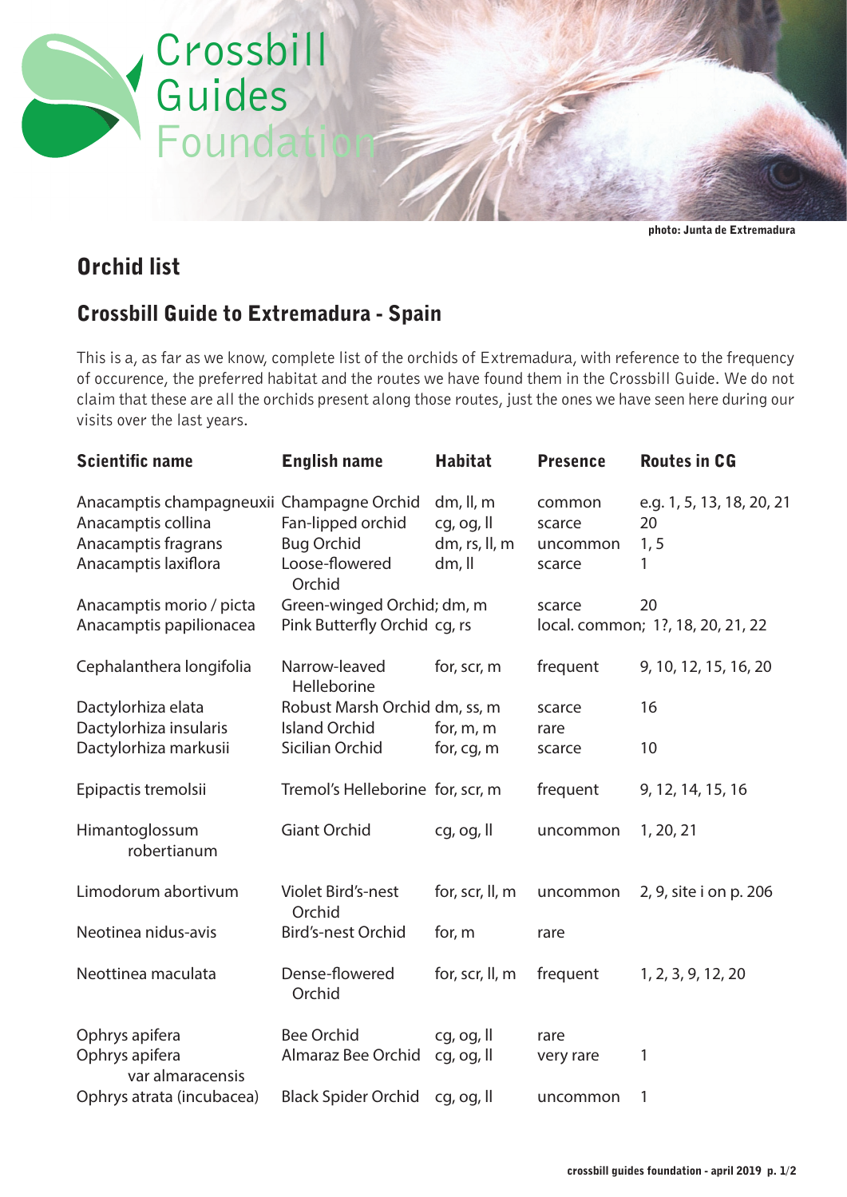Crossbill Guides Foundation

photo: Junta de Extremadura

# Orchid list

## Crossbill Guide to Extremadura - Spain

This is a, as far as we know, complete list of the orchids of Extremadura, with reference to the frequency of occurence, the preferred habitat and the routes we have found them in the Crossbill Guide. We do not claim that these are all the orchids present along those routes, just the ones we have seen here during our visits over the last years.

| Scientific name | English name | Habitat | Presence | Routes in CG |
|---|---|---|---|---|
| Anacamptis champagneuxii | Champagne Orchid | dm, ll, m | common | e.g. 1, 5, 13, 18, 20, 21 |
| Anacamptis collina | Fan-lipped orchid | cg, og, ll | scarce | 20 |
| Anacamptis fragrans | Bug Orchid | dm, rs, ll, m | uncommon | 1, 5 |
| Anacamptis laxiflora | Loose-flowered Orchid | dm, ll | scarce | 1 |
| Anacamptis morio / picta | Green-winged Orchid; | dm, m | scarce | 20 |
| Anacamptis papilionacea | Pink Butterfly Orchid | cg, rs | local. common; | 1?, 18, 20, 21, 22 |
| Cephalanthera longifolia | Narrow-leaved Helleborine | for, scr, m | frequent | 9, 10, 12, 15, 16, 20 |
| Dactylorhiza elata | Robust Marsh Orchid | dm, ss, m | scarce | 16 |
| Dactylorhiza insularis | Island Orchid | for, m, m | rare | |
| Dactylorhiza markusii | Sicilian Orchid | for, cg, m | scarce | 10 |
| Epipactis tremolsii | Tremol's Helleborine | for, scr, m | frequent | 9, 12, 14, 15, 16 |
| Himantoglossum robertianum | Giant Orchid | cg, og, ll | uncommon | 1, 20, 21 |
| Limodorum abortivum | Violet Bird's-nest Orchid | for, scr, ll, m | uncommon | 2, 9, site i on p. 206 |
| Neotinea nidus-avis | Bird's-nest Orchid | for, m | rare | |
| Neottinea maculata | Dense-flowered Orchid | for, scr, ll, m | frequent | 1, 2, 3, 9, 12, 20 |
| Ophrys apifera | Bee Orchid | cg, og, ll | rare | |
| Ophrys apifera var almaracensis | Almaraz Bee Orchid | cg, og, ll | very rare | 1 |
| Ophrys atrata (incubacea) | Black Spider Orchid | cg, og, ll | uncommon | 1 |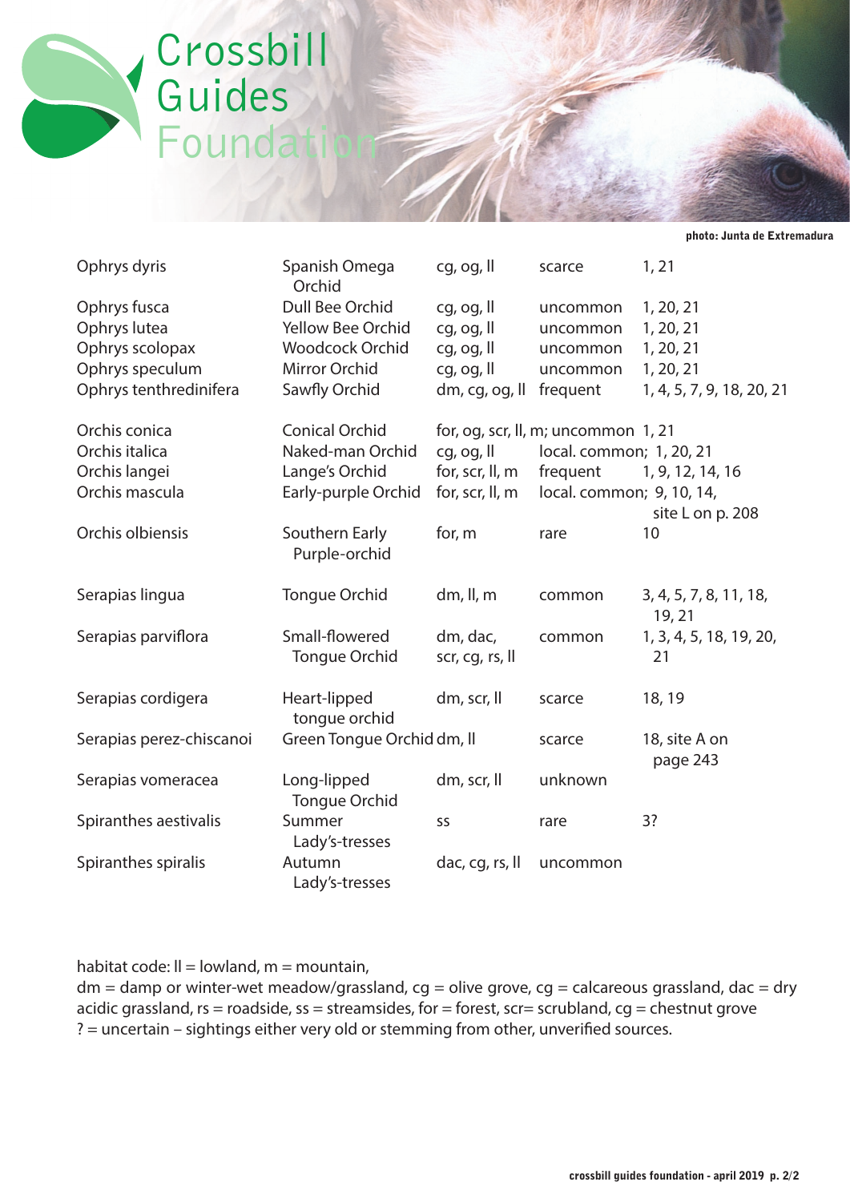# Crossbill Guides Foundation

photo: Junta de Extremadura

| | | | | |
|---|---|---|---|---|
| Ophrys dyris | Spanish Omega Orchid | cg, og, ll | scarce | 1, 21 |
| Ophrys fusca | Dull Bee Orchid | cg, og, ll | uncommon | 1, 20, 21 |
| Ophrys lutea | Yellow Bee Orchid | cg, og, ll | uncommon | 1, 20, 21 |
| Ophrys scolopax | Woodcock Orchid | cg, og, ll | uncommon | 1, 20, 21 |
| Ophrys speculum | Mirror Orchid | cg, og, ll | uncommon | 1, 20, 21 |
| Ophrys tenthredinifera | Sawfly Orchid | dm, cg, og, ll | frequent | 1, 4, 5, 7, 9, 18, 20, 21 |
| Orchis conica | Conical Orchid | for, og, scr, ll, m; | uncommon | 1, 21 |
| Orchis italica | Naked-man Orchid | cg, og, ll | local. common; | 1, 20, 21 |
| Orchis langei | Lange's Orchid | for, scr, ll, m | frequent | 1, 9, 12, 14, 16 |
| Orchis mascula | Early-purple Orchid | for, scr, ll, m | local. common; | 9, 10, 14, site L on p. 208 |
| Orchis olbiensis | Southern Early Purple-orchid | for, m | rare | 10 |
| Serapias lingua | Tongue Orchid | dm, ll, m | common | 3, 4, 5, 7, 8, 11, 18, 19, 21 |
| Serapias parviflora | Small-flowered Tongue Orchid | dm, dac, scr, cg, rs, ll | common | 1, 3, 4, 5, 18, 19, 20, 21 |
| Serapias cordigera | Heart-lipped tongue orchid | dm, scr, ll | scarce | 18, 19 |
| Serapias perez-chiscanoi | Green Tongue Orchid | dm, ll | scarce | 18, site A on page 243 |
| Serapias vomeracea | Long-lipped Tongue Orchid | dm, scr, ll | unknown | |
| Spiranthes aestivalis | Summer Lady's-tresses | ss | rare | 3? |
| Spiranthes spiralis | Autumn Lady's-tresses | dac, cg, rs, ll | uncommon | |

habitat code: ll = lowland, m = mountain,
dm = damp or winter-wet meadow/grassland, cg = olive grove, cg = calcareous grassland, dac = dry acidic grassland, rs = roadside, ss = streamsides, for = forest, scr= scrubland, cg = chestnut grove
? = uncertain – sightings either very old or stemming from other, unverified sources.